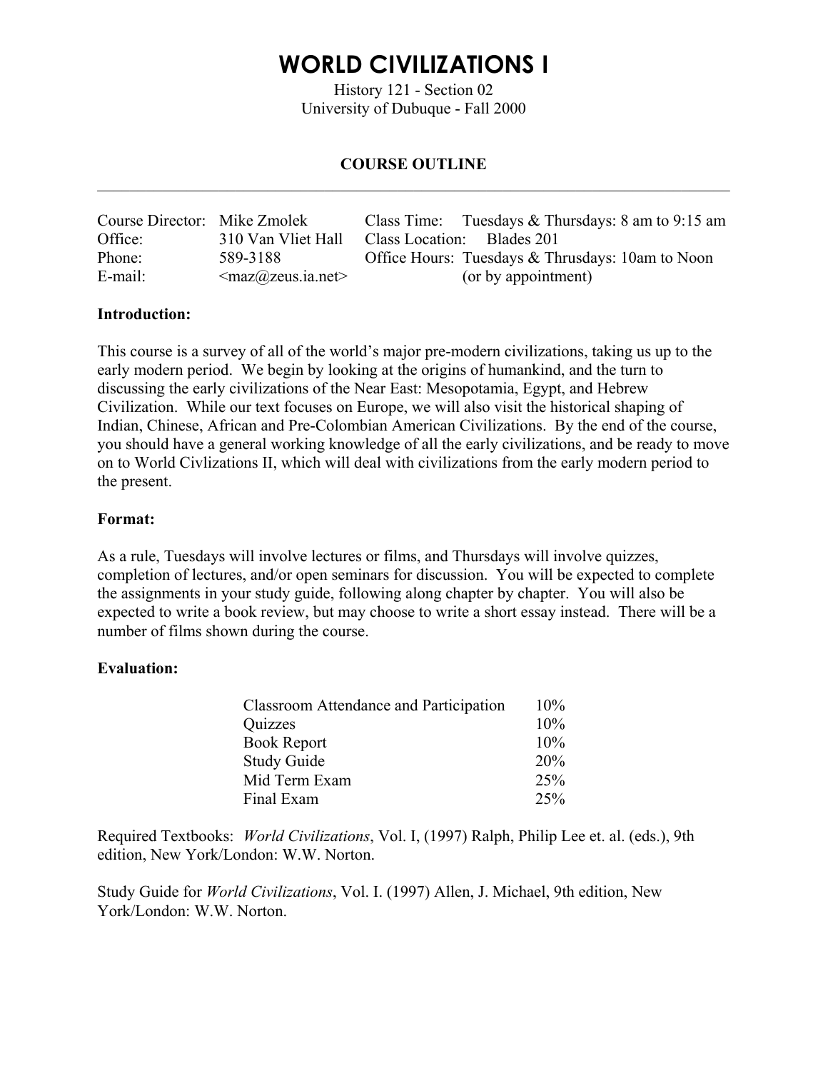# WORLD CIVILIZATIONS I

History 121 - Section 02
University of Dubuque - Fall 2000

## COURSE OUTLINE

---

| | | | |
|---|---|---|---|
| Course Director: | Mike Zmolek | Class Time: | Tuesdays & Thursdays: 8 am to 9:15 am |
| Office: | 310 Van Vliet Hall | Class Location: | Blades 201 |
| Phone: | 589-3188 | Office Hours: | Tuesdays & Thrusdays: 10am to Noon |
| E-mail: | <maz@zeus.ia.net> | | (or by appointment) |

**Introduction:**

This course is a survey of all of the world's major pre-modern civilizations, taking us up to the early modern period. We begin by looking at the origins of humankind, and the turn to discussing the early civilizations of the Near East: Mesopotamia, Egypt, and Hebrew Civilization. While our text focuses on Europe, we will also visit the historical shaping of Indian, Chinese, African and Pre-Colombian American Civilizations. By the end of the course, you should have a general working knowledge of all the early civilizations, and be ready to move on to World Civlizations II, which will deal with civilizations from the early modern period to the present.

**Format:**

As a rule, Tuesdays will involve lectures or films, and Thursdays will involve quizzes, completion of lectures, and/or open seminars for discussion. You will be expected to complete the assignments in your study guide, following along chapter by chapter. You will also be expected to write a book review, but may choose to write a short essay instead. There will be a number of films shown during the course.

**Evaluation:**

| | |
|---|---|
| Classroom Attendance and Participation | 10% |
| Quizzes | 10% |
| Book Report | 10% |
| Study Guide | 20% |
| Mid Term Exam | 25% |
| Final Exam | 25% |

Required Textbooks: *World Civilizations*, Vol. I, (1997) Ralph, Philip Lee et. al. (eds.), 9th edition, New York/London: W.W. Norton.

Study Guide for *World Civilizations*, Vol. I. (1997) Allen, J. Michael, 9th edition, New York/London: W.W. Norton.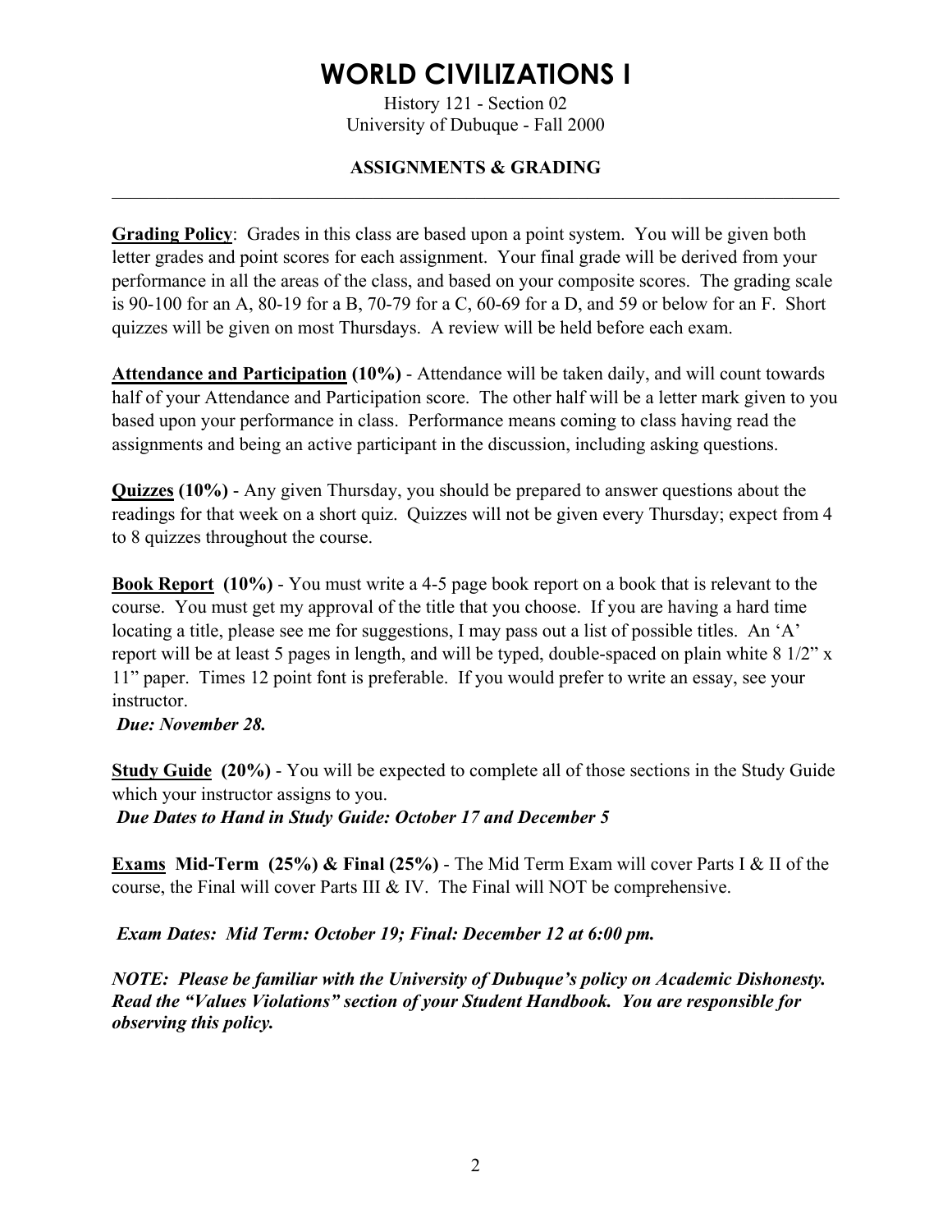# WORLD CIVILIZATIONS I

History 121 - Section 02
University of Dubuque - Fall 2000

## ASSIGNMENTS & GRADING

---

**Grading Policy**: Grades in this class are based upon a point system. You will be given both letter grades and point scores for each assignment. Your final grade will be derived from your performance in all the areas of the class, and based on your composite scores. The grading scale is 90-100 for an A, 80-19 for a B, 70-79 for a C, 60-69 for a D, and 59 or below for an F. Short quizzes will be given on most Thursdays. A review will be held before each exam.

**Attendance and Participation (10%)** - Attendance will be taken daily, and will count towards half of your Attendance and Participation score. The other half will be a letter mark given to you based upon your performance in class. Performance means coming to class having read the assignments and being an active participant in the discussion, including asking questions.

**Quizzes (10%)** - Any given Thursday, you should be prepared to answer questions about the readings for that week on a short quiz. Quizzes will not be given every Thursday; expect from 4 to 8 quizzes throughout the course.

**Book Report (10%)** - You must write a 4-5 page book report on a book that is relevant to the course. You must get my approval of the title that you choose. If you are having a hard time locating a title, please see me for suggestions, I may pass out a list of possible titles. An 'A' report will be at least 5 pages in length, and will be typed, double-spaced on plain white 8 1/2" x 11" paper. Times 12 point font is preferable. If you would prefer to write an essay, see your instructor.

***Due: November 28.***

**Study Guide (20%)** - You will be expected to complete all of those sections in the Study Guide which your instructor assigns to you.

***Due Dates to Hand in Study Guide: October 17 and December 5***

**Exams Mid-Term (25%) & Final (25%)** - The Mid Term Exam will cover Parts I & II of the course, the Final will cover Parts III & IV. The Final will NOT be comprehensive.

***Exam Dates: Mid Term: October 19; Final: December 12 at 6:00 pm.***

***NOTE: Please be familiar with the University of Dubuque's policy on Academic Dishonesty. Read the "Values Violations" section of your Student Handbook. You are responsible for observing this policy.***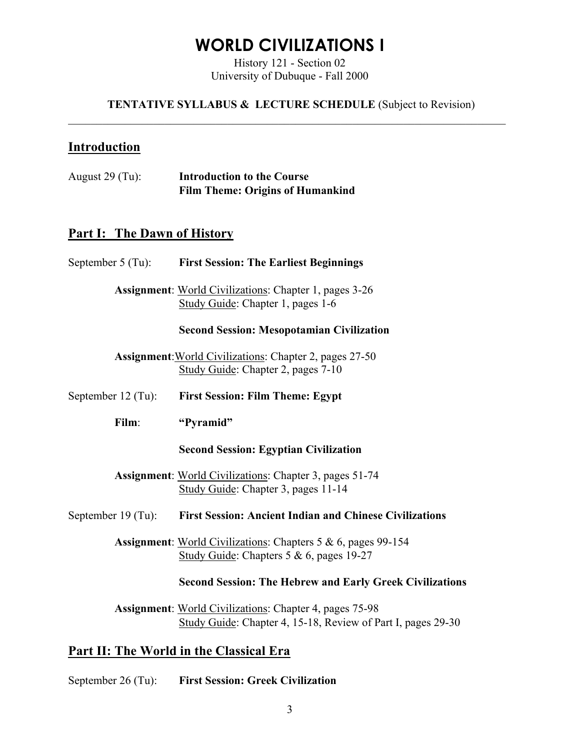# WORLD CIVILIZATIONS I

History 121 - Section 02
University of Dubuque - Fall 2000

**TENTATIVE SYLLABUS & LECTURE SCHEDULE** (Subject to Revision)

---

## Introduction

August 29 (Tu): **Introduction to the Course**
**Film Theme: Origins of Humankind**

## Part I: The Dawn of History

September 5 (Tu): **First Session: The Earliest Beginnings**

**Assignment**: World Civilizations: Chapter 1, pages 3-26
Study Guide: Chapter 1, pages 1-6

**Second Session: Mesopotamian Civilization**

**Assignment**: World Civilizations: Chapter 2, pages 27-50
Study Guide: Chapter 2, pages 7-10

September 12 (Tu): **First Session: Film Theme: Egypt**

**Film**: **"Pyramid"**

**Second Session: Egyptian Civilization**

**Assignment**: World Civilizations: Chapter 3, pages 51-74
Study Guide: Chapter 3, pages 11-14

September 19 (Tu): **First Session: Ancient Indian and Chinese Civilizations**

**Assignment**: World Civilizations: Chapters 5 & 6, pages 99-154
Study Guide: Chapters 5 & 6, pages 19-27

**Second Session: The Hebrew and Early Greek Civilizations**

**Assignment**: World Civilizations: Chapter 4, pages 75-98
Study Guide: Chapter 4, 15-18, Review of Part I, pages 29-30

## Part II: The World in the Classical Era

September 26 (Tu): **First Session: Greek Civilization**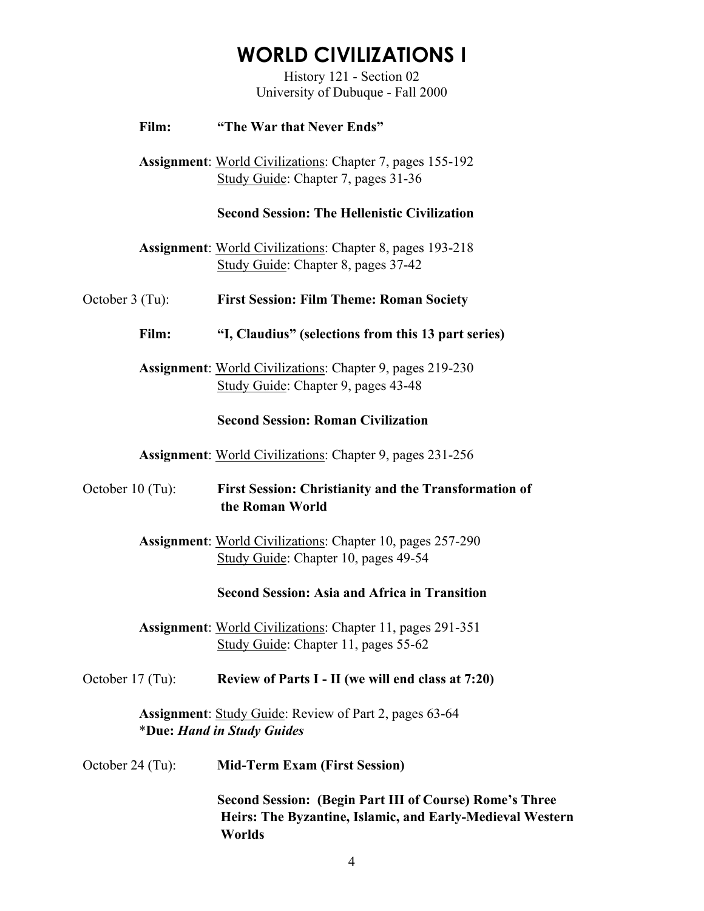# WORLD CIVILIZATIONS I

History 121 - Section 02
University of Dubuque - Fall 2000

**Film:** **"The War that Never Ends"**

**Assignment**: World Civilizations: Chapter 7, pages 155-192
Study Guide: Chapter 7, pages 31-36

**Second Session: The Hellenistic Civilization**

**Assignment**: World Civilizations: Chapter 8, pages 193-218
Study Guide: Chapter 8, pages 37-42

October 3 (Tu): **First Session: Film Theme: Roman Society**

**Film:** **"I, Claudius" (selections from this 13 part series)**

**Assignment**: World Civilizations: Chapter 9, pages 219-230
Study Guide: Chapter 9, pages 43-48

**Second Session: Roman Civilization**

**Assignment**: World Civilizations: Chapter 9, pages 231-256

October 10 (Tu): **First Session: Christianity and the Transformation of the Roman World**

**Assignment**: World Civilizations: Chapter 10, pages 257-290
Study Guide: Chapter 10, pages 49-54

**Second Session: Asia and Africa in Transition**

**Assignment**: World Civilizations: Chapter 11, pages 291-351
Study Guide: Chapter 11, pages 55-62

October 17 (Tu): **Review of Parts I - II (we will end class at 7:20)**

**Assignment**: Study Guide: Review of Part 2, pages 63-64
*__Due:__ ***Hand in Study Guides***

October 24 (Tu): **Mid-Term Exam (First Session)**

**Second Session: (Begin Part III of Course) Rome's Three Heirs: The Byzantine, Islamic, and Early-Medieval Western Worlds**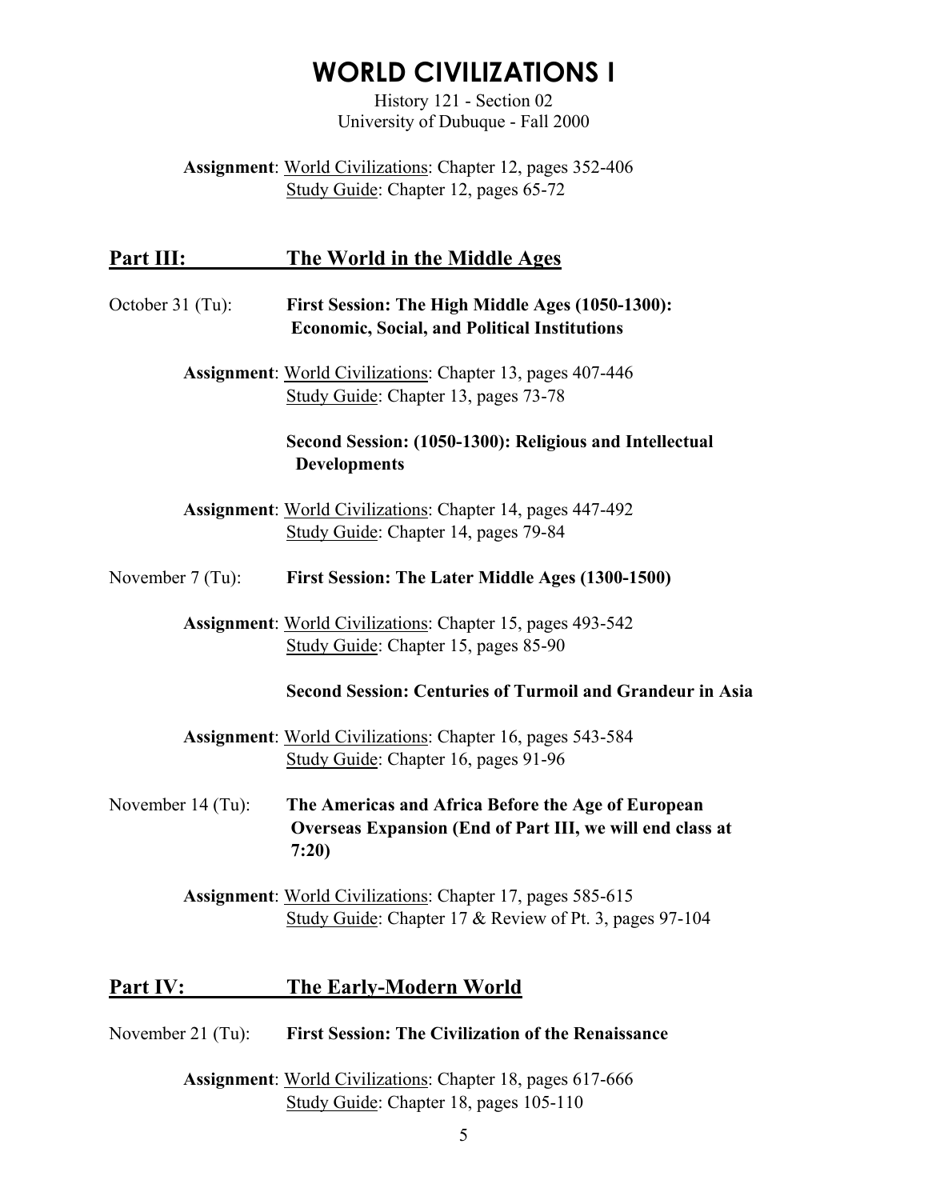# WORLD CIVILIZATIONS I

History 121 - Section 02
University of Dubuque - Fall 2000

**Assignment**: World Civilizations: Chapter 12, pages 352-406
Study Guide: Chapter 12, pages 65-72

## Part III: The World in the Middle Ages

October 31 (Tu): **First Session: The High Middle Ages (1050-1300): Economic, Social, and Political Institutions**

**Assignment**: World Civilizations: Chapter 13, pages 407-446
Study Guide: Chapter 13, pages 73-78

**Second Session: (1050-1300): Religious and Intellectual Developments**

**Assignment**: World Civilizations: Chapter 14, pages 447-492
Study Guide: Chapter 14, pages 79-84

November 7 (Tu): **First Session: The Later Middle Ages (1300-1500)**

**Assignment**: World Civilizations: Chapter 15, pages 493-542
Study Guide: Chapter 15, pages 85-90

**Second Session: Centuries of Turmoil and Grandeur in Asia**

**Assignment**: World Civilizations: Chapter 16, pages 543-584
Study Guide: Chapter 16, pages 91-96

November 14 (Tu): **The Americas and Africa Before the Age of European Overseas Expansion (End of Part III, we will end class at 7:20)**

**Assignment**: World Civilizations: Chapter 17, pages 585-615
Study Guide: Chapter 17 & Review of Pt. 3, pages 97-104

## Part IV: The Early-Modern World

November 21 (Tu): **First Session: The Civilization of the Renaissance**

**Assignment**: World Civilizations: Chapter 18, pages 617-666
Study Guide: Chapter 18, pages 105-110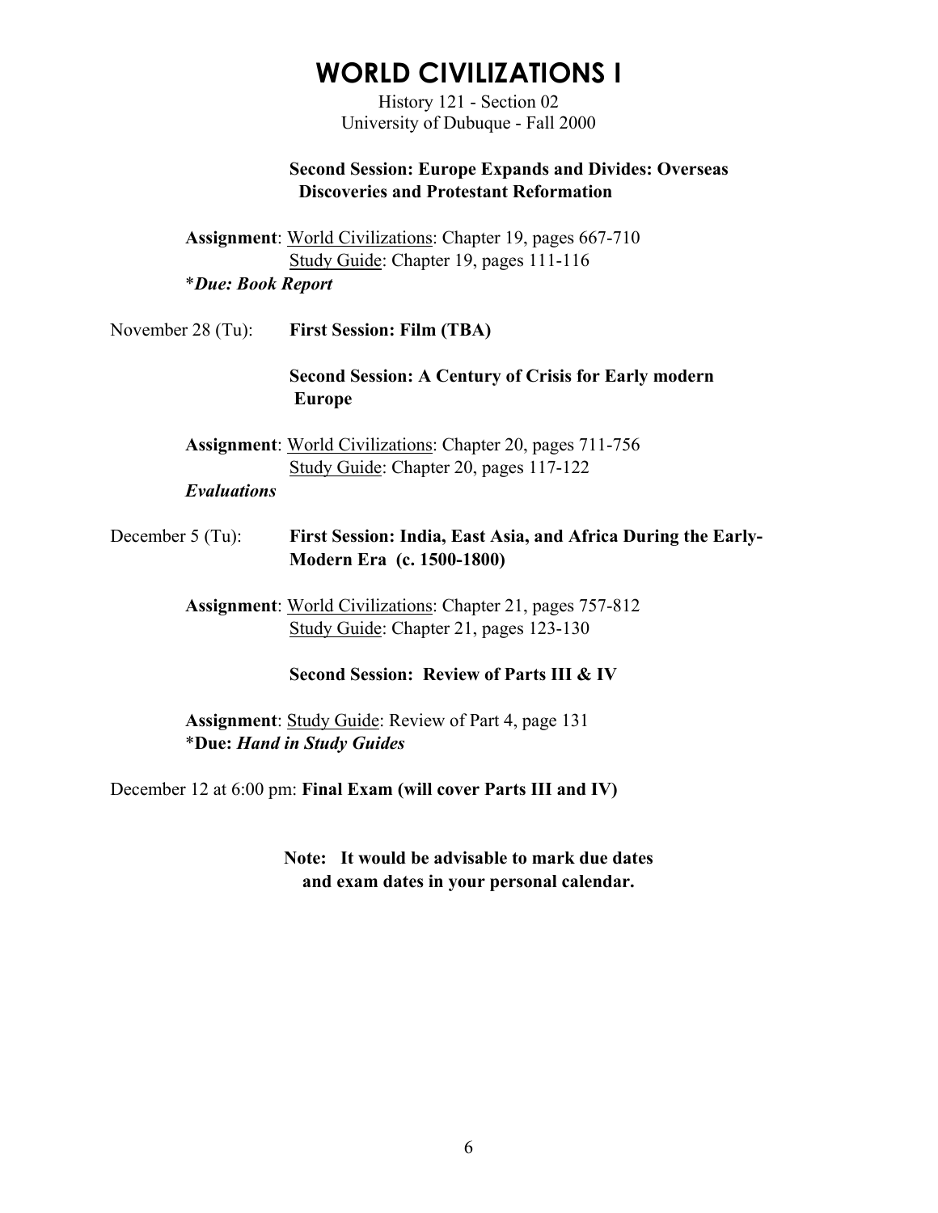# WORLD CIVILIZATIONS I

History 121 - Section 02
University of Dubuque - Fall 2000

**Second Session: Europe Expands and Divides: Overseas Discoveries and Protestant Reformation**

**Assignment**: World Civilizations: Chapter 19, pages 667-710
Study Guide: Chapter 19, pages 111-116
\****Due: Book Report***

November 28 (Tu): **First Session: Film (TBA)**

**Second Session: A Century of Crisis for Early modern Europe**

**Assignment**: World Civilizations: Chapter 20, pages 711-756
Study Guide: Chapter 20, pages 117-122
***Evaluations***

December 5 (Tu): **First Session: India, East Asia, and Africa During the Early-Modern Era (c. 1500-1800)**

**Assignment**: World Civilizations: Chapter 21, pages 757-812
Study Guide: Chapter 21, pages 123-130

**Second Session: Review of Parts III & IV**

**Assignment**: Study Guide: Review of Part 4, page 131
\***Due:** ***Hand in Study Guides***

December 12 at 6:00 pm: **Final Exam (will cover Parts III and IV)**

**Note: It would be advisable to mark due dates and exam dates in your personal calendar.**